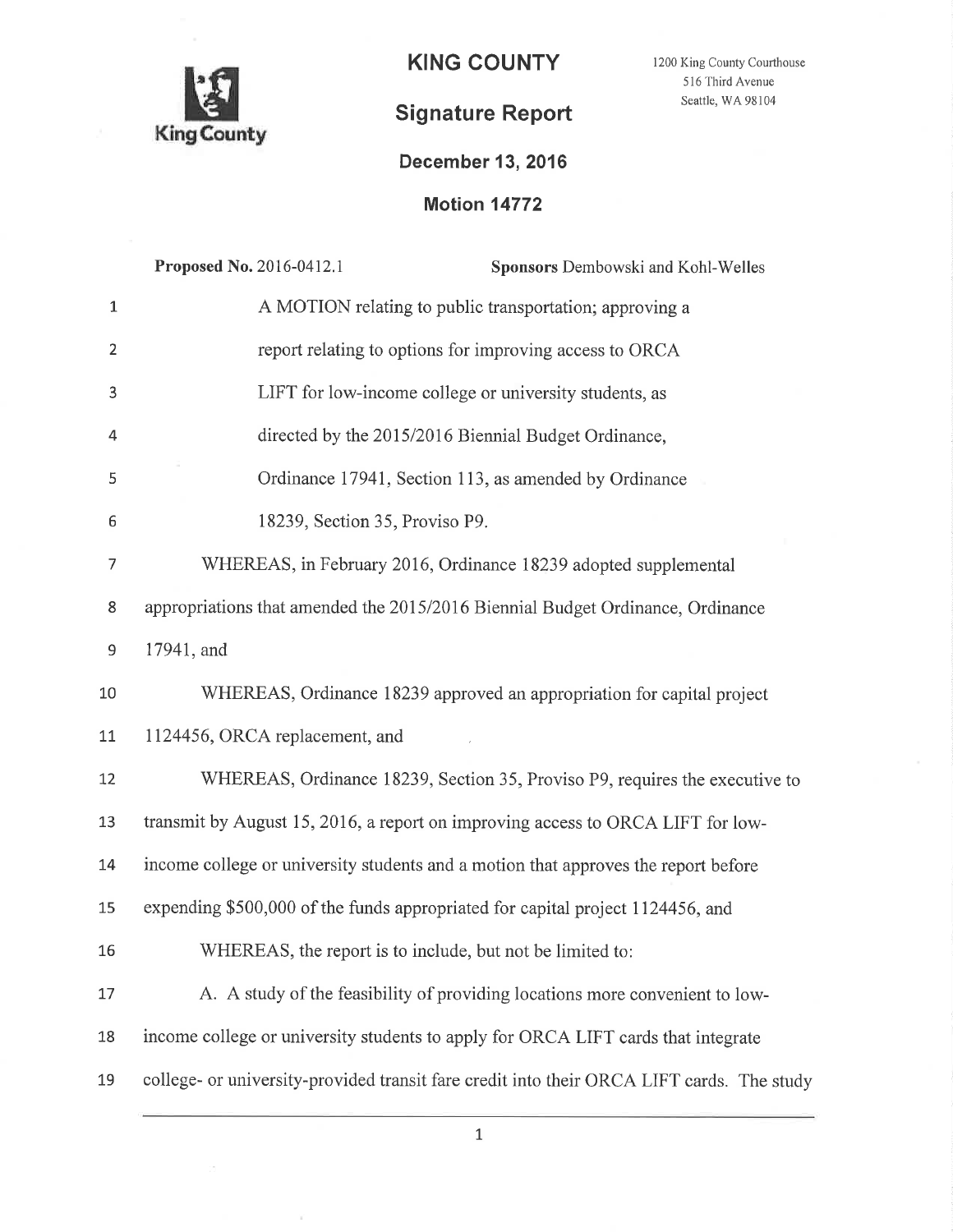# KING COUNTY

1200 King County Courthouse
516 Third Avenue
Seattle, WA 98104

King County

## Signature Report

**December 13, 2016**

**Motion 14772**

**Proposed No.** 2016-0412.1 **Sponsors** Dembowski and Kohl-Welles

A MOTION relating to public transportation; approving a report relating to options for improving access to ORCA LIFT for low-income college or university students, as directed by the 2015/2016 Biennial Budget Ordinance, Ordinance 17941, Section 113, as amended by Ordinance 18239, Section 35, Proviso P9.

WHEREAS, in February 2016, Ordinance 18239 adopted supplemental appropriations that amended the 2015/2016 Biennial Budget Ordinance, Ordinance 17941, and

WHEREAS, Ordinance 18239 approved an appropriation for capital project 1124456, ORCA replacement, and

WHEREAS, Ordinance 18239, Section 35, Proviso P9, requires the executive to transmit by August 15, 2016, a report on improving access to ORCA LIFT for low-income college or university students and a motion that approves the report before expending $500,000 of the funds appropriated for capital project 1124456, and

WHEREAS, the report is to include, but not be limited to:

A. A study of the feasibility of providing locations more convenient to low-income college or university students to apply for ORCA LIFT cards that integrate college- or university-provided transit fare credit into their ORCA LIFT cards. The study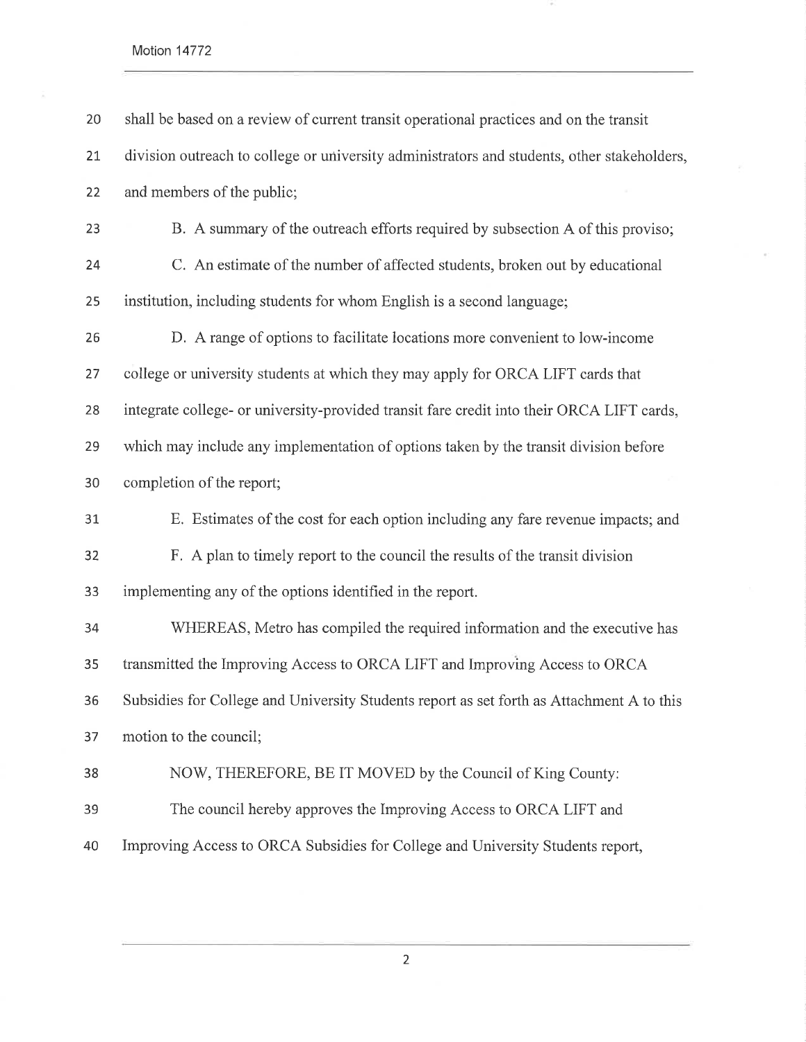shall be based on a review of current transit operational practices and on the transit division outreach to college or university administrators and students, other stakeholders, and members of the public;

B. A summary of the outreach efforts required by subsection A of this proviso;

C. An estimate of the number of affected students, broken out by educational institution, including students for whom English is a second language;

D. A range of options to facilitate locations more convenient to low-income college or university students at which they may apply for ORCA LIFT cards that integrate college- or university-provided transit fare credit into their ORCA LIFT cards, which may include any implementation of options taken by the transit division before completion of the report;

E. Estimates of the cost for each option including any fare revenue impacts; and

F. A plan to timely report to the council the results of the transit division implementing any of the options identified in the report.

WHEREAS, Metro has compiled the required information and the executive has transmitted the Improving Access to ORCA LIFT and Improving Access to ORCA Subsidies for College and University Students report as set forth as Attachment A to this motion to the council;

NOW, THEREFORE, BE IT MOVED by the Council of King County:

The council hereby approves the Improving Access to ORCA LIFT and Improving Access to ORCA Subsidies for College and University Students report,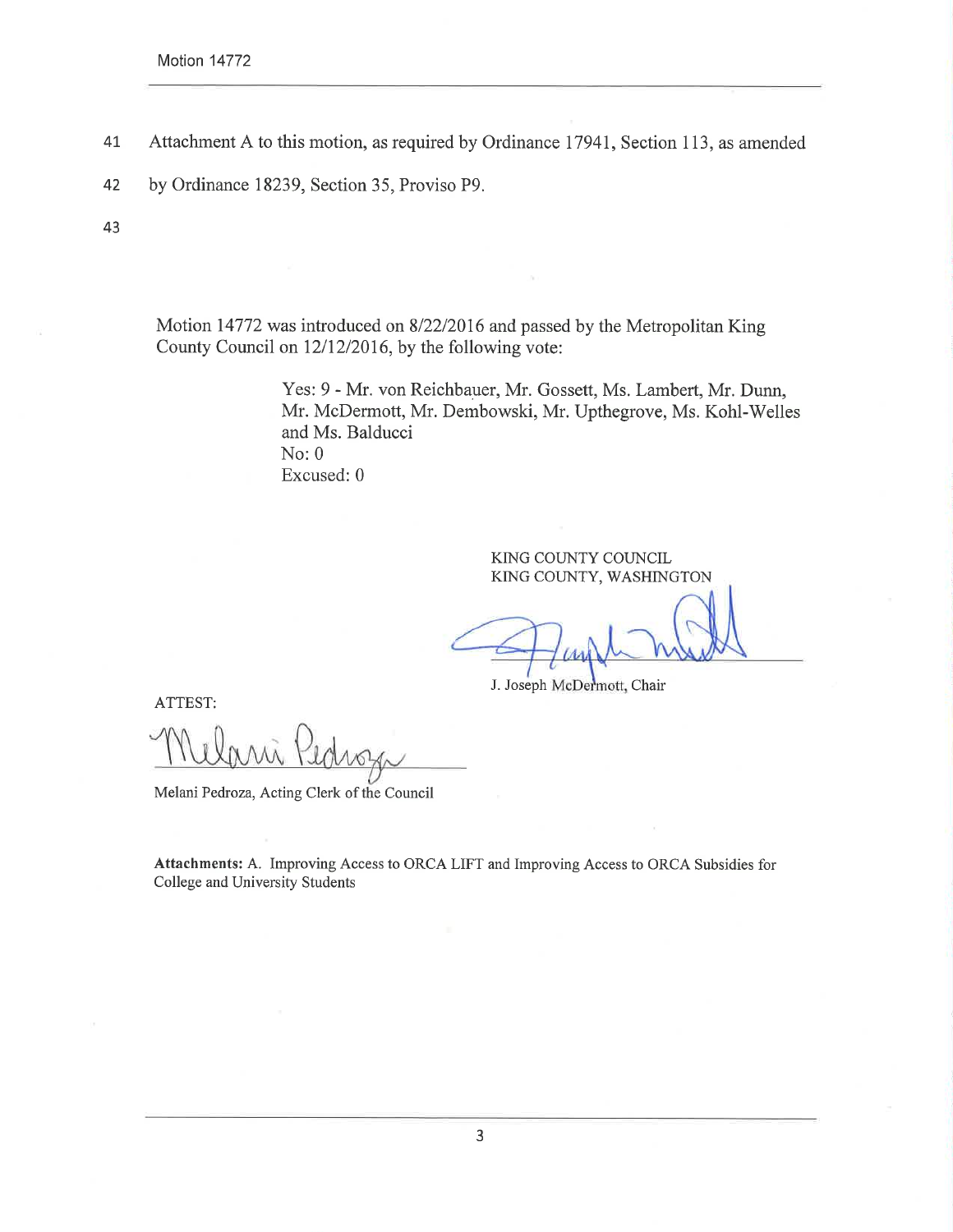41 Attachment A to this motion, as required by Ordinance 17941, Section 113, as amended

42 by Ordinance 18239, Section 35, Proviso P9.

43

Motion 14772 was introduced on 8/22/2016 and passed by the Metropolitan King County Council on 12/12/2016, by the following vote:

Yes: 9 - Mr. von Reichbauer, Mr. Gossett, Ms. Lambert, Mr. Dunn, Mr. McDermott, Mr. Dembowski, Mr. Upthegrove, Ms. Kohl-Welles and Ms. Balducci
No: 0
Excused: 0

KING COUNTY COUNCIL
KING COUNTY, WASHINGTON

J. Joseph McDermott, Chair

ATTEST:

Melani Pedroza, Acting Clerk of the Council

**Attachments:** A. Improving Access to ORCA LIFT and Improving Access to ORCA Subsidies for College and University Students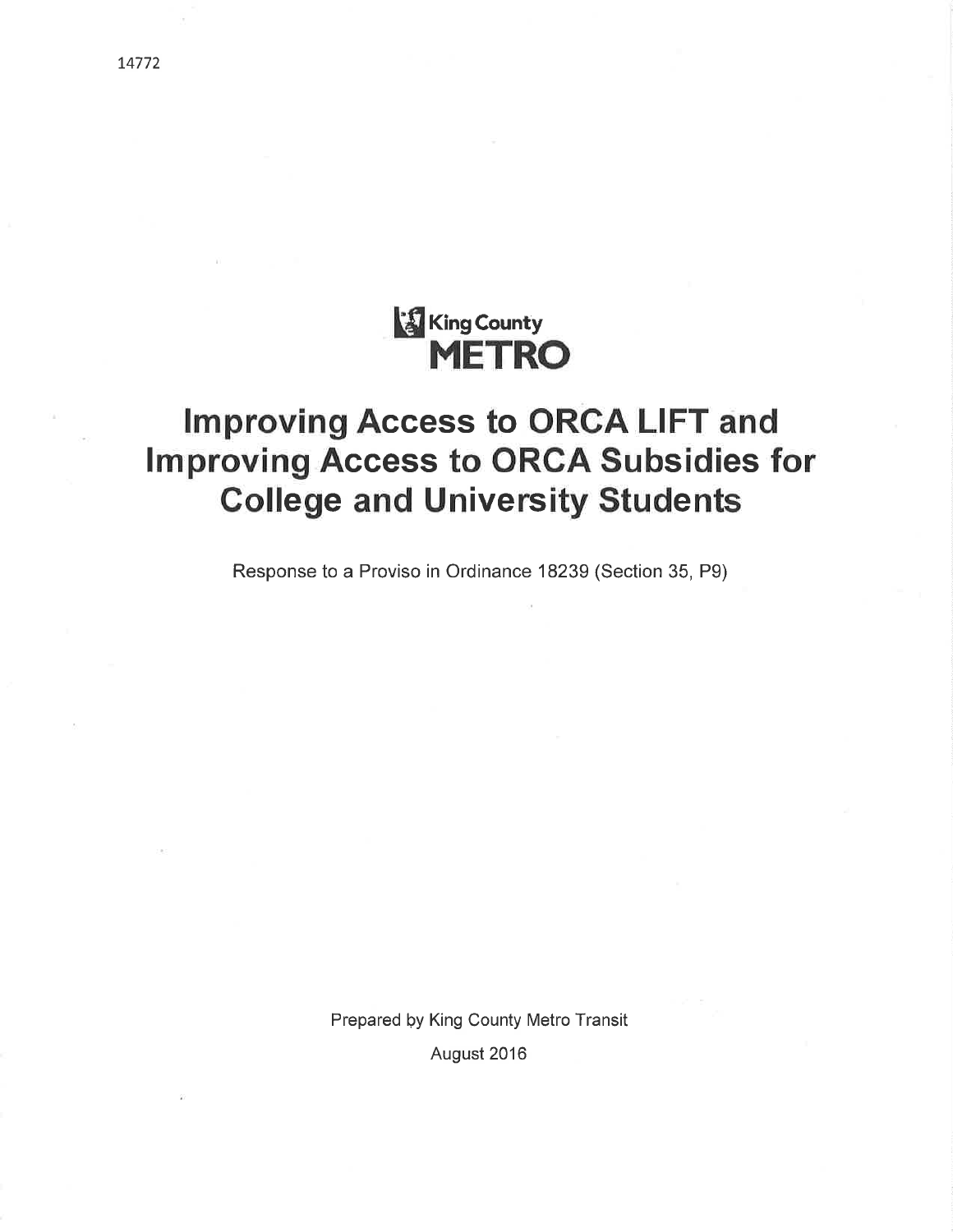14772

King County
METRO

# Improving Access to ORCA LIFT and Improving Access to ORCA Subsidies for College and University Students

Response to a Proviso in Ordinance 18239 (Section 35, P9)

Prepared by King County Metro Transit

August 2016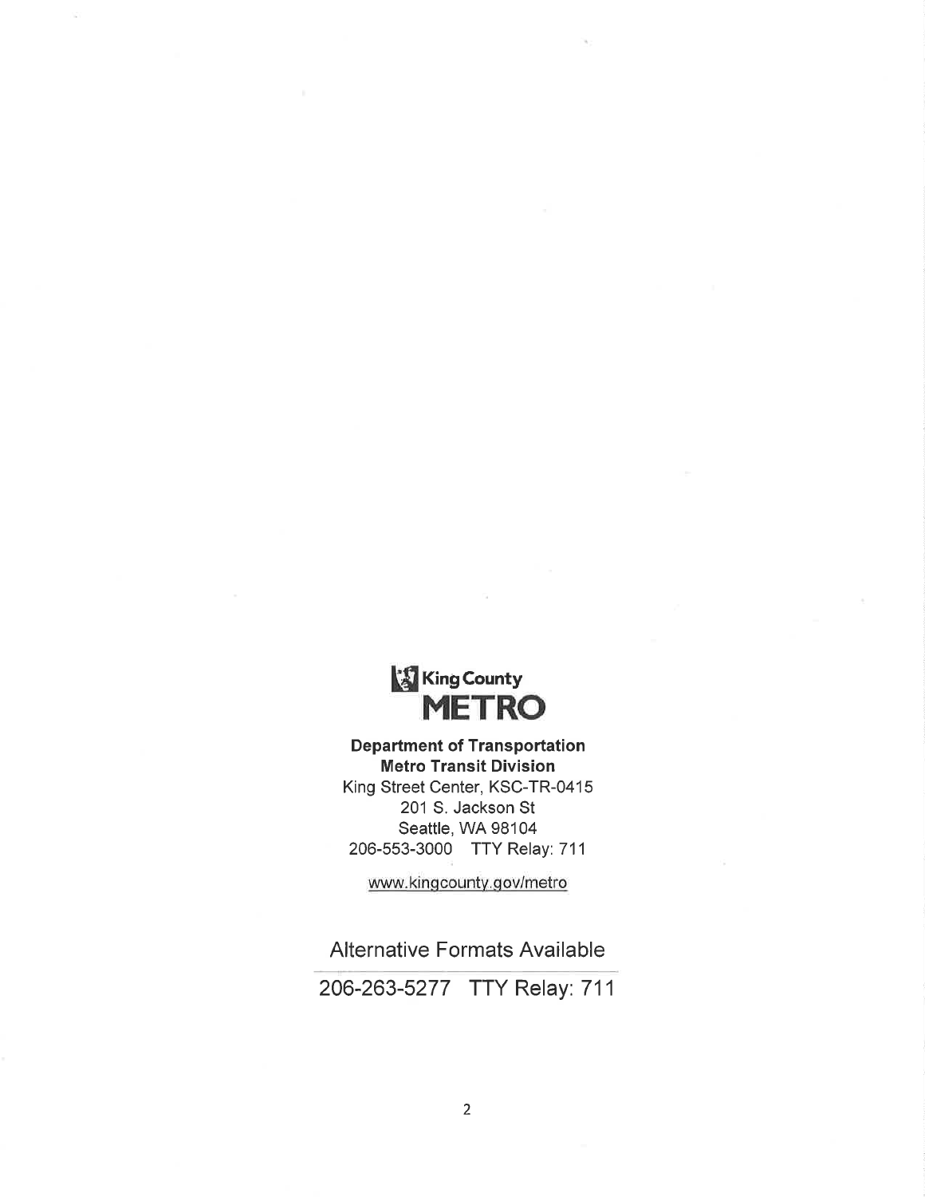King County
**METRO**

**Department of Transportation**
**Metro Transit Division**
King Street Center, KSC-TR-0415
201 S. Jackson St
Seattle, WA 98104
206-553-3000 TTY Relay: 711

www.kingcounty.gov/metro

Alternative Formats Available

206-263-5277 TTY Relay: 711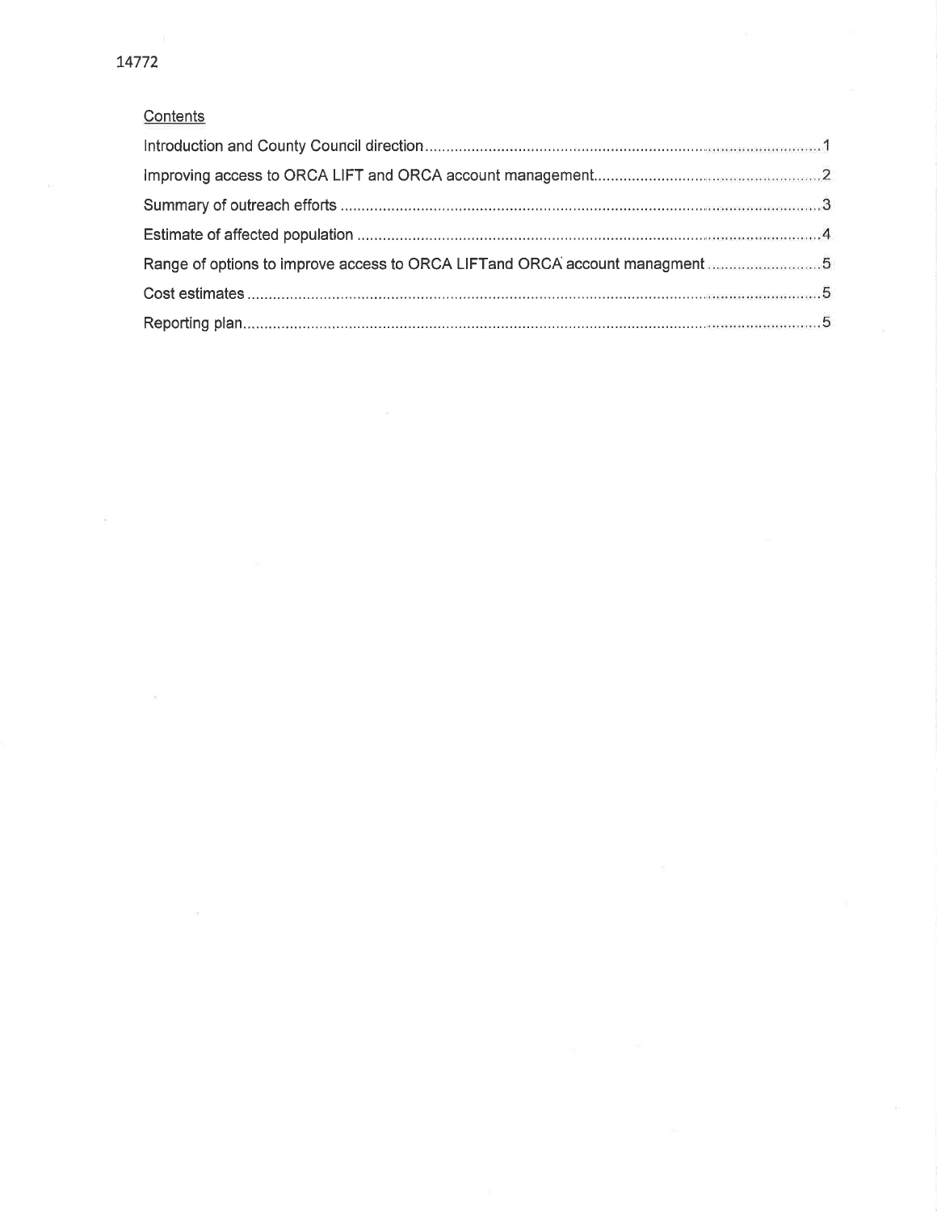14772

Contents

Introduction and County Council direction .......... 1

Improving access to ORCA LIFT and ORCA account management .......... 2

Summary of outreach efforts .......... 3

Estimate of affected population .......... 4

Range of options to improve access to ORCA LIFTand ORCA account managment .......... 5

Cost estimates .......... 5

Reporting plan .......... 5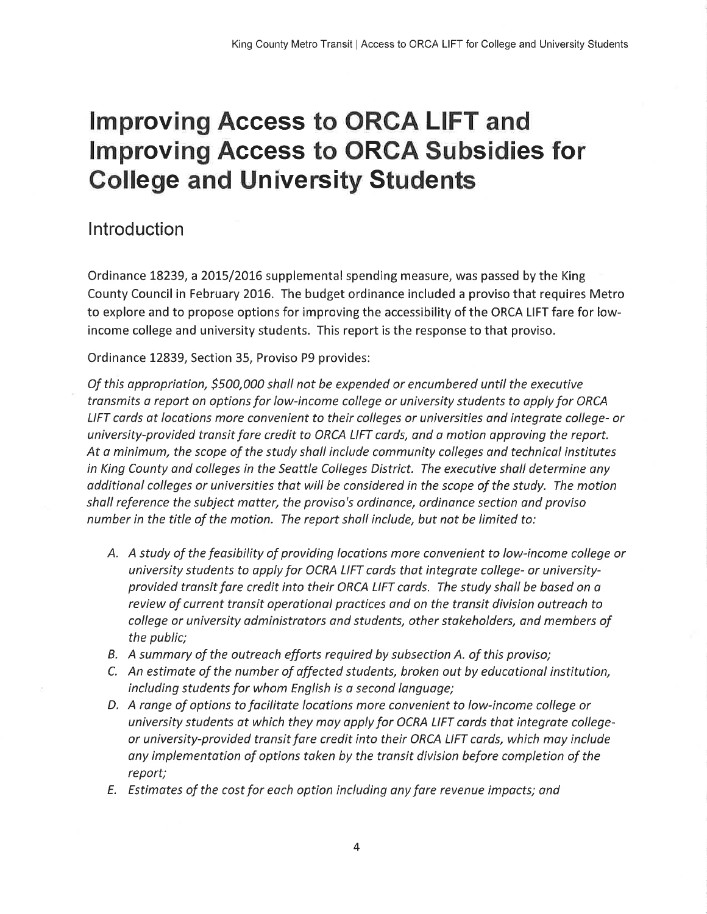// Improving Access to ORCA LIFT and Improving Access to ORCA Subsidies for College and University Students

# Improving Access to ORCA LIFT and Improving Access to ORCA Subsidies for College and University Students

## Introduction

Ordinance 18239, a 2015/2016 supplemental spending measure, was passed by the King County Council in February 2016. The budget ordinance included a proviso that requires Metro to explore and to propose options for improving the accessibility of the ORCA LIFT fare for low-income college and university students. This report is the response to that proviso.

Ordinance 12839, Section 35, Proviso P9 provides:

*Of this appropriation, $500,000 shall not be expended or encumbered until the executive transmits a report on options for low-income college or university students to apply for ORCA LIFT cards at locations more convenient to their colleges or universities and integrate college- or university-provided transit fare credit to ORCA LIFT cards, and a motion approving the report. At a minimum, the scope of the study shall include community colleges and technical institutes in King County and colleges in the Seattle Colleges District. The executive shall determine any additional colleges or universities that will be considered in the scope of the study. The motion shall reference the subject matter, the proviso's ordinance, ordinance section and proviso number in the title of the motion. The report shall include, but not be limited to:*

- A. *A study of the feasibility of providing locations more convenient to low-income college or university students to apply for OCRA LIFT cards that integrate college- or university-provided transit fare credit into their ORCA LIFT cards. The study shall be based on a review of current transit operational practices and on the transit division outreach to college or university administrators and students, other stakeholders, and members of the public;*
- B. *A summary of the outreach efforts required by subsection A. of this proviso;*
- C. *An estimate of the number of affected students, broken out by educational institution, including students for whom English is a second language;*
- D. *A range of options to facilitate locations more convenient to low-income college or university students at which they may apply for OCRA LIFT cards that integrate college- or university-provided transit fare credit into their ORCA LIFT cards, which may include any implementation of options taken by the transit division before completion of the report;*
- E. *Estimates of the cost for each option including any fare revenue impacts; and*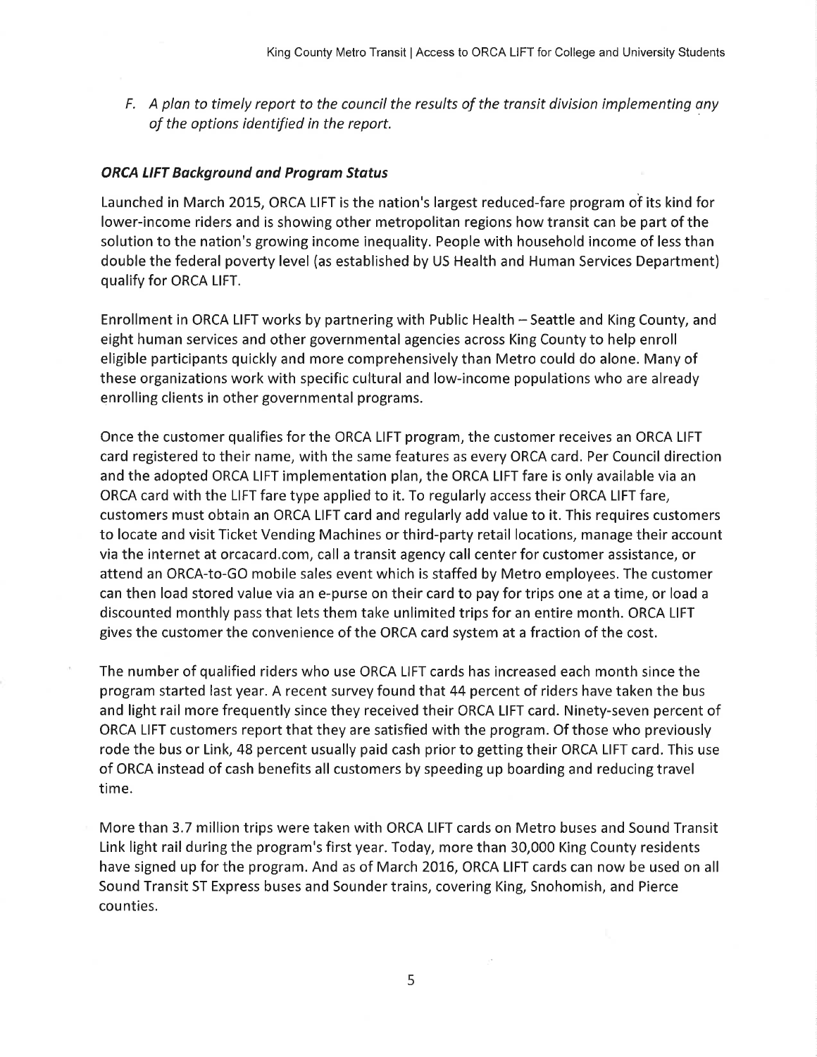*F. A plan to timely report to the council the results of the transit division implementing any of the options identified in the report.*

### ***ORCA LIFT Background and Program Status***

Launched in March 2015, ORCA LIFT is the nation's largest reduced-fare program of its kind for lower-income riders and is showing other metropolitan regions how transit can be part of the solution to the nation's growing income inequality. People with household income of less than double the federal poverty level (as established by US Health and Human Services Department) qualify for ORCA LIFT.

Enrollment in ORCA LIFT works by partnering with Public Health – Seattle and King County, and eight human services and other governmental agencies across King County to help enroll eligible participants quickly and more comprehensively than Metro could do alone. Many of these organizations work with specific cultural and low-income populations who are already enrolling clients in other governmental programs.

Once the customer qualifies for the ORCA LIFT program, the customer receives an ORCA LIFT card registered to their name, with the same features as every ORCA card. Per Council direction and the adopted ORCA LIFT implementation plan, the ORCA LIFT fare is only available via an ORCA card with the LIFT fare type applied to it. To regularly access their ORCA LIFT fare, customers must obtain an ORCA LIFT card and regularly add value to it. This requires customers to locate and visit Ticket Vending Machines or third-party retail locations, manage their account via the internet at orcacard.com, call a transit agency call center for customer assistance, or attend an ORCA-to-GO mobile sales event which is staffed by Metro employees. The customer can then load stored value via an e-purse on their card to pay for trips one at a time, or load a discounted monthly pass that lets them take unlimited trips for an entire month. ORCA LIFT gives the customer the convenience of the ORCA card system at a fraction of the cost.

The number of qualified riders who use ORCA LIFT cards has increased each month since the program started last year. A recent survey found that 44 percent of riders have taken the bus and light rail more frequently since they received their ORCA LIFT card. Ninety-seven percent of ORCA LIFT customers report that they are satisfied with the program. Of those who previously rode the bus or Link, 48 percent usually paid cash prior to getting their ORCA LIFT card. This use of ORCA instead of cash benefits all customers by speeding up boarding and reducing travel time.

More than 3.7 million trips were taken with ORCA LIFT cards on Metro buses and Sound Transit Link light rail during the program's first year. Today, more than 30,000 King County residents have signed up for the program. And as of March 2016, ORCA LIFT cards can now be used on all Sound Transit ST Express buses and Sounder trains, covering King, Snohomish, and Pierce counties.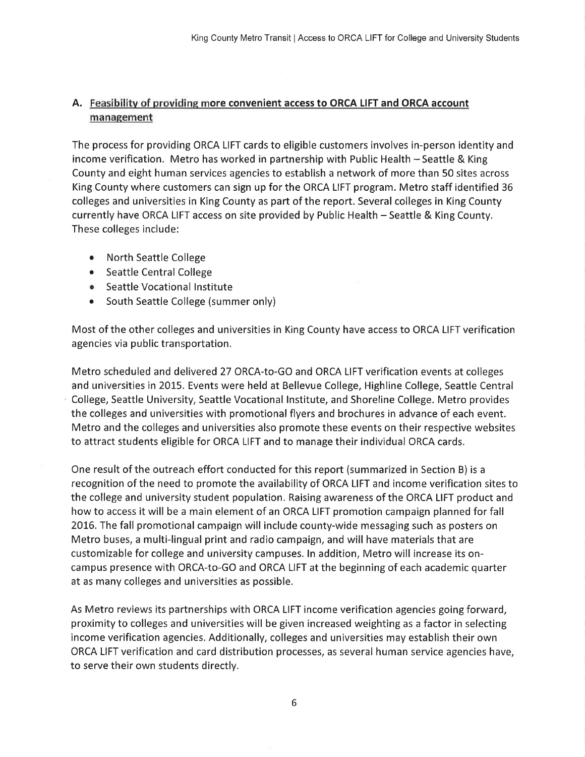## A. Feasibility of providing more convenient access to ORCA LIFT and ORCA account management

The process for providing ORCA LIFT cards to eligible customers involves in-person identity and income verification. Metro has worked in partnership with Public Health – Seattle & King County and eight human services agencies to establish a network of more than 50 sites across King County where customers can sign up for the ORCA LIFT program. Metro staff identified 36 colleges and universities in King County as part of the report. Several colleges in King County currently have ORCA LIFT access on site provided by Public Health – Seattle & King County. These colleges include:

- North Seattle College
- Seattle Central College
- Seattle Vocational Institute
- South Seattle College (summer only)

Most of the other colleges and universities in King County have access to ORCA LIFT verification agencies via public transportation.

Metro scheduled and delivered 27 ORCA-to-GO and ORCA LIFT verification events at colleges and universities in 2015. Events were held at Bellevue College, Highline College, Seattle Central College, Seattle University, Seattle Vocational Institute, and Shoreline College. Metro provides the colleges and universities with promotional flyers and brochures in advance of each event. Metro and the colleges and universities also promote these events on their respective websites to attract students eligible for ORCA LIFT and to manage their individual ORCA cards.

One result of the outreach effort conducted for this report (summarized in Section B) is a recognition of the need to promote the availability of ORCA LIFT and income verification sites to the college and university student population. Raising awareness of the ORCA LIFT product and how to access it will be a main element of an ORCA LIFT promotion campaign planned for fall 2016. The fall promotional campaign will include county-wide messaging such as posters on Metro buses, a multi-lingual print and radio campaign, and will have materials that are customizable for college and university campuses. In addition, Metro will increase its on-campus presence with ORCA-to-GO and ORCA LIFT at the beginning of each academic quarter at as many colleges and universities as possible.

As Metro reviews its partnerships with ORCA LIFT income verification agencies going forward, proximity to colleges and universities will be given increased weighting as a factor in selecting income verification agencies. Additionally, colleges and universities may establish their own ORCA LIFT verification and card distribution processes, as several human service agencies have, to serve their own students directly.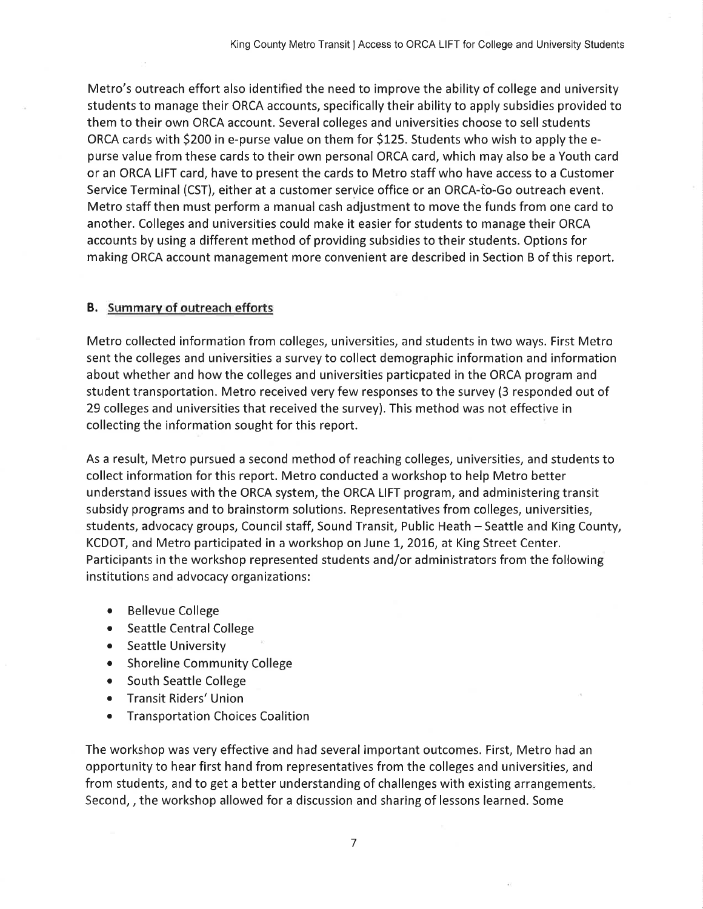Metro's outreach effort also identified the need to improve the ability of college and university students to manage their ORCA accounts, specifically their ability to apply subsidies provided to them to their own ORCA account. Several colleges and universities choose to sell students ORCA cards with $200 in e-purse value on them for $125. Students who wish to apply the e-purse value from these cards to their own personal ORCA card, which may also be a Youth card or an ORCA LIFT card, have to present the cards to Metro staff who have access to a Customer Service Terminal (CST), either at a customer service office or an ORCA-to-Go outreach event. Metro staff then must perform a manual cash adjustment to move the funds from one card to another. Colleges and universities could make it easier for students to manage their ORCA accounts by using a different method of providing subsidies to their students. Options for making ORCA account management more convenient are described in Section B of this report.

## B. Summary of outreach efforts

Metro collected information from colleges, universities, and students in two ways. First Metro sent the colleges and universities a survey to collect demographic information and information about whether and how the colleges and universities particpated in the ORCA program and student transportation. Metro received very few responses to the survey (3 responded out of 29 colleges and universities that received the survey). This method was not effective in collecting the information sought for this report.

As a result, Metro pursued a second method of reaching colleges, universities, and students to collect information for this report. Metro conducted a workshop to help Metro better understand issues with the ORCA system, the ORCA LIFT program, and administering transit subsidy programs and to brainstorm solutions. Representatives from colleges, universities, students, advocacy groups, Council staff, Sound Transit, Public Heath – Seattle and King County, KCDOT, and Metro participated in a workshop on June 1, 2016, at King Street Center. Participants in the workshop represented students and/or administrators from the following institutions and advocacy organizations:

- Bellevue College
- Seattle Central College
- Seattle University
- Shoreline Community College
- South Seattle College
- Transit Riders' Union
- Transportation Choices Coalition

The workshop was very effective and had several important outcomes. First, Metro had an opportunity to hear first hand from representatives from the colleges and universities, and from students, and to get a better understanding of challenges with existing arrangements. Second, , the workshop allowed for a discussion and sharing of lessons learned. Some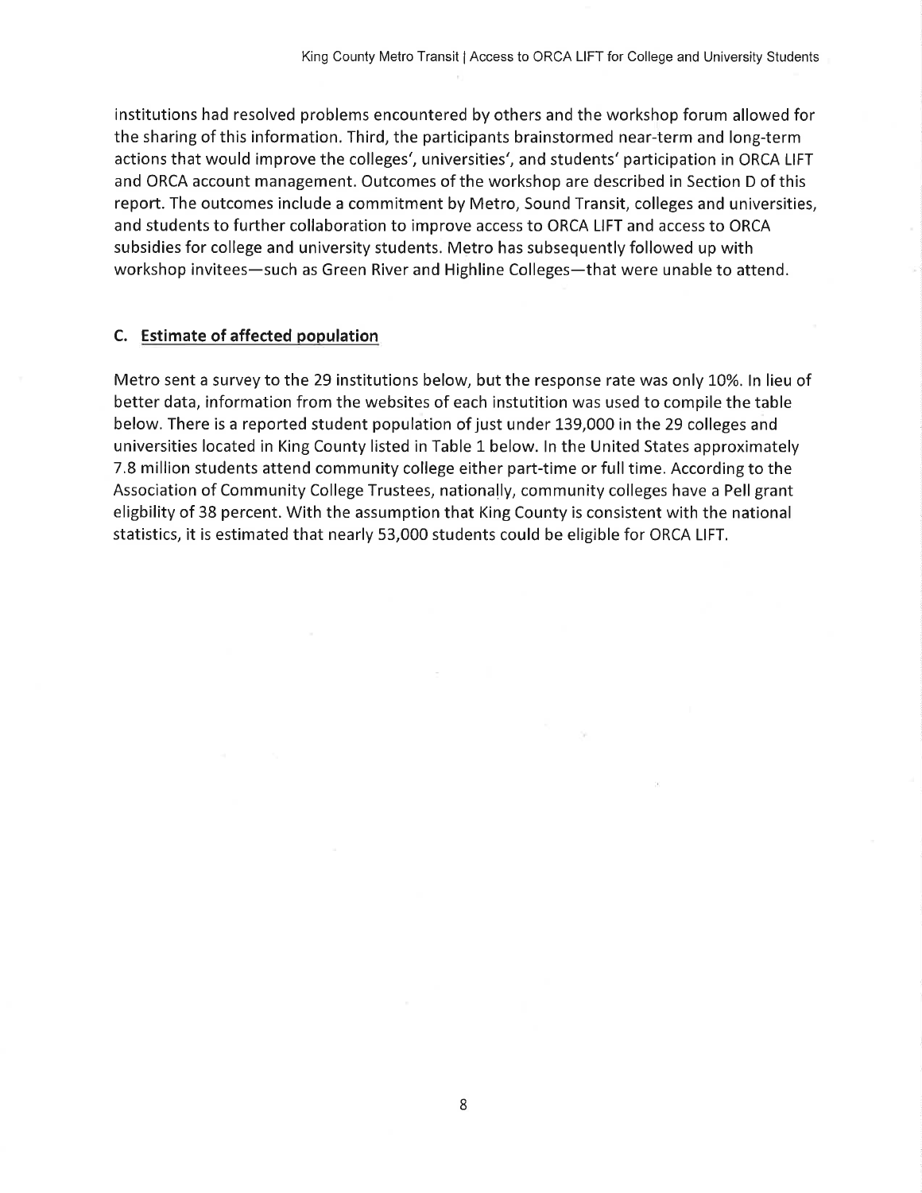institutions had resolved problems encountered by others and the workshop forum allowed for the sharing of this information. Third, the participants brainstormed near-term and long-term actions that would improve the colleges', universities', and students' participation in ORCA LIFT and ORCA account management. Outcomes of the workshop are described in Section D of this report. The outcomes include a commitment by Metro, Sound Transit, colleges and universities, and students to further collaboration to improve access to ORCA LIFT and access to ORCA subsidies for college and university students. Metro has subsequently followed up with workshop invitees—such as Green River and Highline Colleges—that were unable to attend.

### C. Estimate of affected population

Metro sent a survey to the 29 institutions below, but the response rate was only 10%. In lieu of better data, information from the websites of each instutition was used to compile the table below. There is a reported student population of just under 139,000 in the 29 colleges and universities located in King County listed in Table 1 below. In the United States approximately 7.8 million students attend community college either part-time or full time. According to the Association of Community College Trustees, nationally, community colleges have a Pell grant eligbility of 38 percent. With the assumption that King County is consistent with the national statistics, it is estimated that nearly 53,000 students could be eligible for ORCA LIFT.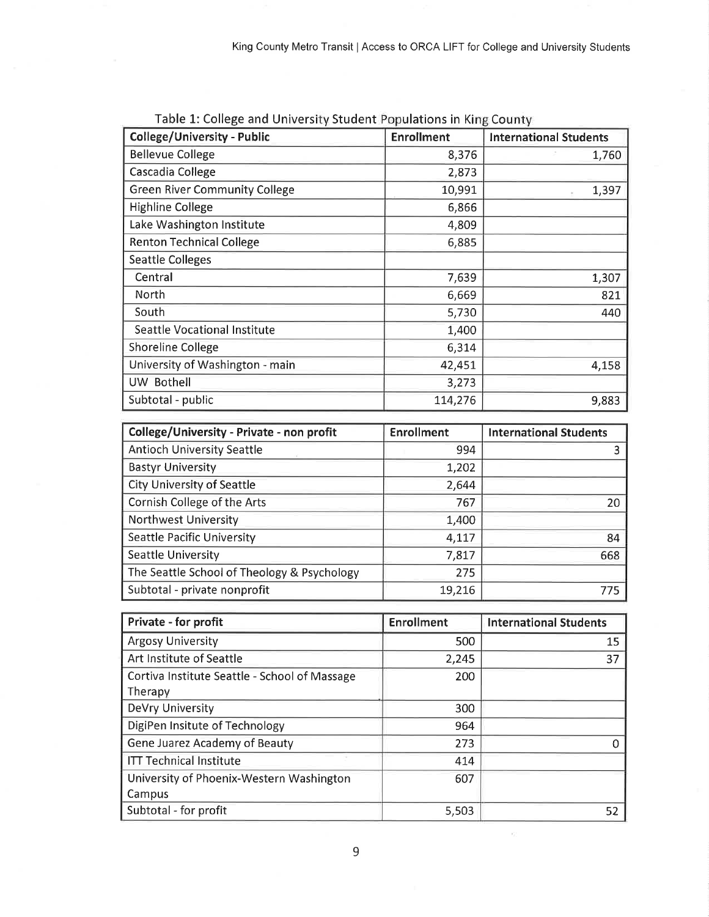Table 1: College and University Student Populations in King County

| College/University - Public | Enrollment | International Students |
|---|---|---|
| Bellevue College | 8,376 | 1,760 |
| Cascadia College | 2,873 | |
| Green River Community College | 10,991 | 1,397 |
| Highline College | 6,866 | |
| Lake Washington Institute | 4,809 | |
| Renton Technical College | 6,885 | |
| Seattle Colleges | | |
| Central | 7,639 | 1,307 |
| North | 6,669 | 821 |
| South | 5,730 | 440 |
| Seattle Vocational Institute | 1,400 | |
| Shoreline College | 6,314 | |
| University of Washington - main | 42,451 | 4,158 |
| UW Bothell | 3,273 | |
| Subtotal - public | 114,276 | 9,883 |

| College/University - Private - non profit | Enrollment | International Students |
|---|---|---|
| Antioch University Seattle | 994 | 3 |
| Bastyr University | 1,202 | |
| City University of Seattle | 2,644 | |
| Cornish College of the Arts | 767 | 20 |
| Northwest University | 1,400 | |
| Seattle Pacific University | 4,117 | 84 |
| Seattle University | 7,817 | 668 |
| The Seattle School of Theology & Psychology | 275 | |
| Subtotal - private nonprofit | 19,216 | 775 |

| Private - for profit | Enrollment | International Students |
|---|---|---|
| Argosy University | 500 | 15 |
| Art Institute of Seattle | 2,245 | 37 |
| Cortiva Institute Seattle - School of Massage Therapy | 200 | |
| DeVry University | 300 | |
| DigiPen Insitute of Technology | 964 | |
| Gene Juarez Academy of Beauty | 273 | 0 |
| ITT Technical Institute | 414 | |
| University of Phoenix-Western Washington Campus | 607 | |
| Subtotal - for profit | 5,503 | 52 |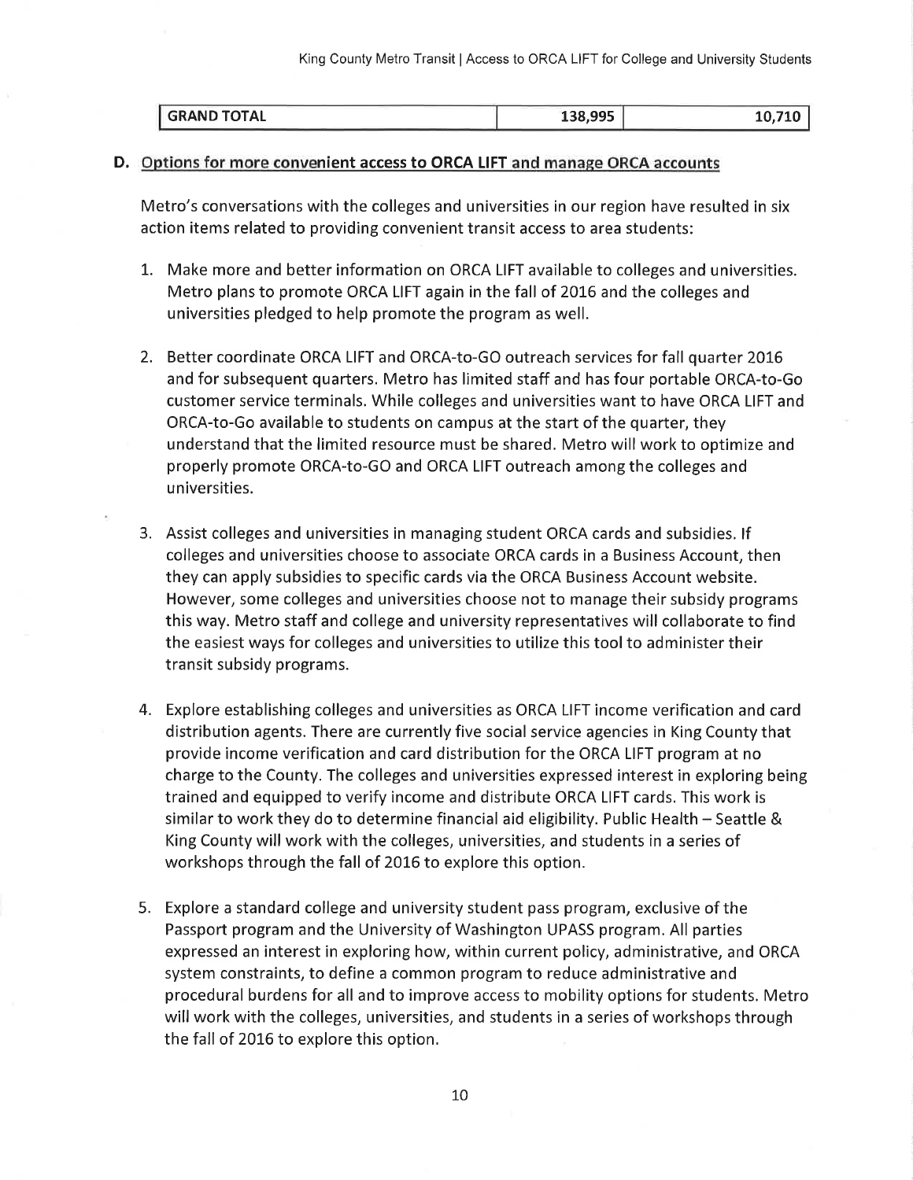| GRAND TOTAL | 138,995 | 10,710 |
|---|---|---|

## D. Options for more convenient access to ORCA LIFT and manage ORCA accounts

Metro's conversations with the colleges and universities in our region have resulted in six action items related to providing convenient transit access to area students:

1. Make more and better information on ORCA LIFT available to colleges and universities. Metro plans to promote ORCA LIFT again in the fall of 2016 and the colleges and universities pledged to help promote the program as well.

2. Better coordinate ORCA LIFT and ORCA-to-GO outreach services for fall quarter 2016 and for subsequent quarters. Metro has limited staff and has four portable ORCA-to-Go customer service terminals. While colleges and universities want to have ORCA LIFT and ORCA-to-Go available to students on campus at the start of the quarter, they understand that the limited resource must be shared. Metro will work to optimize and properly promote ORCA-to-GO and ORCA LIFT outreach among the colleges and universities.

3. Assist colleges and universities in managing student ORCA cards and subsidies. If colleges and universities choose to associate ORCA cards in a Business Account, then they can apply subsidies to specific cards via the ORCA Business Account website. However, some colleges and universities choose not to manage their subsidy programs this way. Metro staff and college and university representatives will collaborate to find the easiest ways for colleges and universities to utilize this tool to administer their transit subsidy programs.

4. Explore establishing colleges and universities as ORCA LIFT income verification and card distribution agents. There are currently five social service agencies in King County that provide income verification and card distribution for the ORCA LIFT program at no charge to the County. The colleges and universities expressed interest in exploring being trained and equipped to verify income and distribute ORCA LIFT cards. This work is similar to work they do to determine financial aid eligibility. Public Health – Seattle & King County will work with the colleges, universities, and students in a series of workshops through the fall of 2016 to explore this option.

5. Explore a standard college and university student pass program, exclusive of the Passport program and the University of Washington UPASS program. All parties expressed an interest in exploring how, within current policy, administrative, and ORCA system constraints, to define a common program to reduce administrative and procedural burdens for all and to improve access to mobility options for students. Metro will work with the colleges, universities, and students in a series of workshops through the fall of 2016 to explore this option.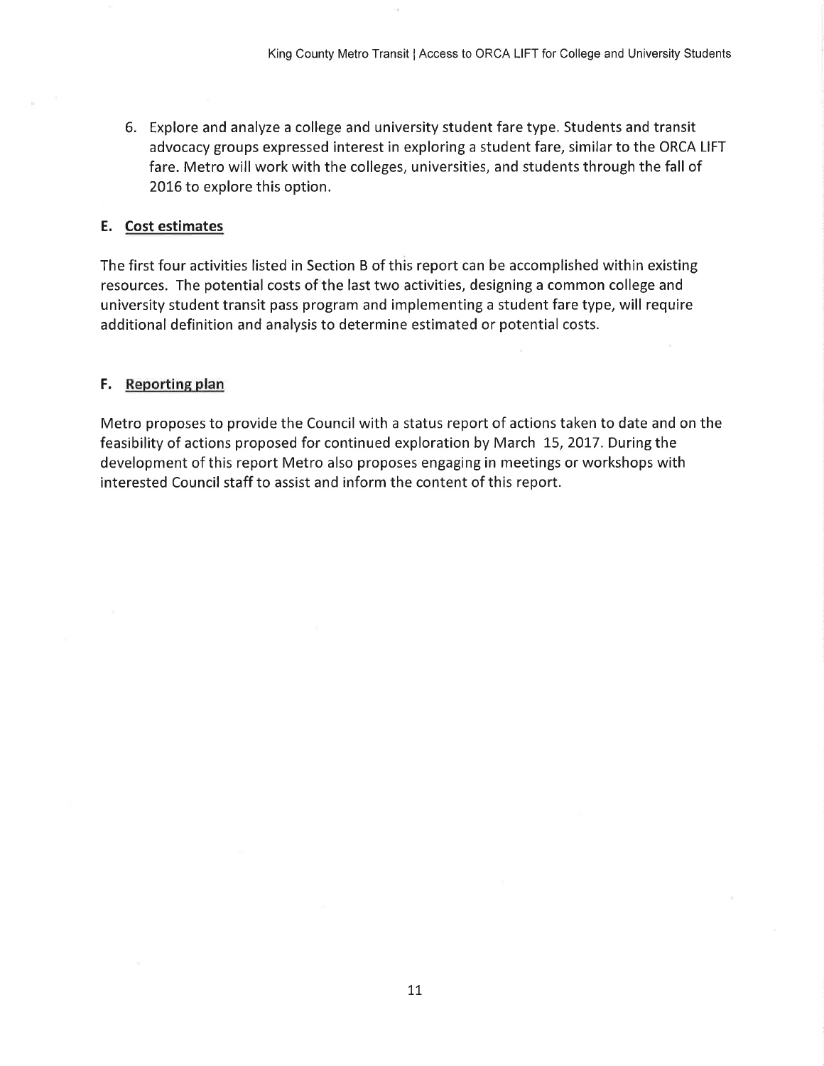6. Explore and analyze a college and university student fare type. Students and transit advocacy groups expressed interest in exploring a student fare, similar to the ORCA LIFT fare. Metro will work with the colleges, universities, and students through the fall of 2016 to explore this option.

## E. Cost estimates

The first four activities listed in Section B of this report can be accomplished within existing resources. The potential costs of the last two activities, designing a common college and university student transit pass program and implementing a student fare type, will require additional definition and analysis to determine estimated or potential costs.

## F. Reporting plan

Metro proposes to provide the Council with a status report of actions taken to date and on the feasibility of actions proposed for continued exploration by March 15, 2017. During the development of this report Metro also proposes engaging in meetings or workshops with interested Council staff to assist and inform the content of this report.